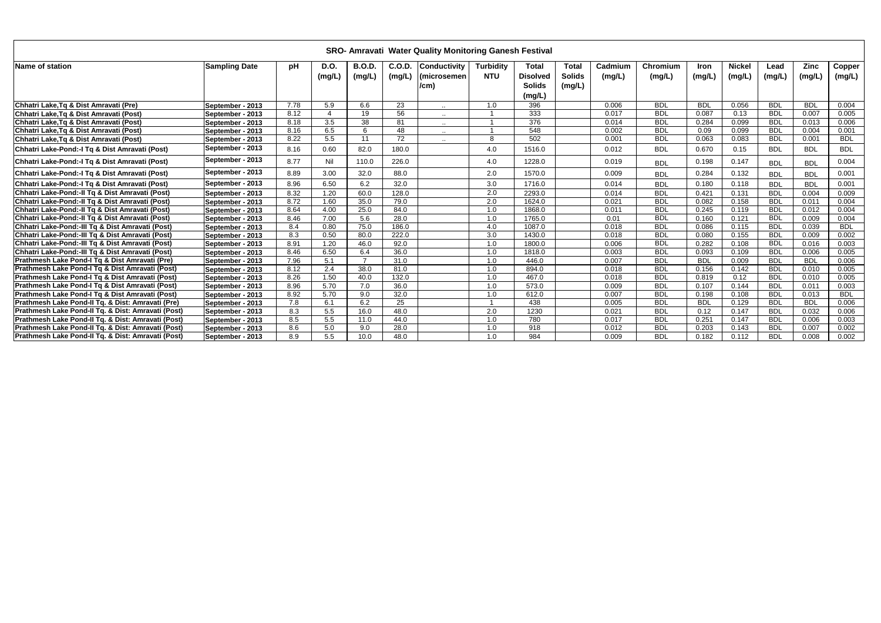| SRO- Amravati Water Quality Monitoring Ganesh Festival | | | | | | | | | | | | | | | | | |
|---|---|---|---|---|---|---|---|---|---|---|---|---|---|---|---|---|---|
| Name of station | Sampling Date | pH | D.O. (mg/L) | B.O.D. (mg/L) | C.O.D. (mg/L) | Conductivity (microsemen/cm) | Turbidity NTU | Total Disolved Solids (mg/L) | Total Solids (mg/L) | Cadmium (mg/L) | Chromium (mg/L) | Iron (mg/L) | Nickel (mg/L) | Lead (mg/L) | Zinc (mg/L) | Copper (mg/L) |
| Chhatri Lake,Tq & Dist Amravati (Pre) | September - 2013 | 7.78 | 5.9 | 6.6 | 23 | .. | 1.0 | 396 | | 0.006 | BDL | BDL | 0.056 | BDL | BDL | 0.004 |
| Chhatri Lake,Tq & Dist Amravati (Post) | September - 2013 | 8.12 | 4 | 19 | 56 | .. | 1 | 333 | | 0.017 | BDL | 0.087 | 0.13 | BDL | 0.007 | 0.005 |
| Chhatri Lake,Tq & Dist Amravati (Post) | September - 2013 | 8.18 | 3.5 | 38 | 81 | .. | 1 | 376 | | 0.014 | BDL | 0.284 | 0.099 | BDL | 0.013 | 0.006 |
| Chhatri Lake,Tq & Dist Amravati (Post) | September - 2013 | 8.16 | 6.5 | 6 | 48 | .. | 1 | 548 | | 0.002 | BDL | 0.09 | 0.099 | BDL | 0.004 | 0.001 |
| Chhatri Lake,Tq & Dist Amravati (Post) | September - 2013 | 8.22 | 5.5 | 11 | 72 | .. | 8 | 502 | | 0.001 | BDL | 0.063 | 0.083 | BDL | 0.001 | BDL |
| Chhatri Lake-Pond:-I Tq & Dist Amravati (Post) | September - 2013 | 8.16 | 0.60 | 82.0 | 180.0 | | 4.0 | 1516.0 | | 0.012 | BDL | 0.670 | 0.15 | BDL | BDL | BDL |
| Chhatri Lake-Pond:-I Tq & Dist Amravati (Post) | September - 2013 | 8.77 | Nil | 110.0 | 226.0 | | 4.0 | 1228.0 | | 0.019 | BDL | 0.198 | 0.147 | BDL | BDL | 0.004 |
| Chhatri Lake-Pond:-I Tq & Dist Amravati (Post) | September - 2013 | 8.89 | 3.00 | 32.0 | 88.0 | | 2.0 | 1570.0 | | 0.009 | BDL | 0.284 | 0.132 | BDL | BDL | 0.001 |
| Chhatri Lake-Pond:-I Tq & Dist Amravati (Post) | September - 2013 | 8.96 | 6.50 | 6.2 | 32.0 | | 3.0 | 1716.0 | | 0.014 | BDL | 0.180 | 0.118 | BDL | BDL | 0.001 |
| Chhatri Lake-Pond:-II Tq & Dist Amravati (Post) | September - 2013 | 8.32 | 1.20 | 60.0 | 128.0 | | 2.0 | 2293.0 | | 0.014 | BDL | 0.421 | 0.131 | BDL | 0.004 | 0.009 |
| Chhatri Lake-Pond:-II Tq & Dist Amravati (Post) | September - 2013 | 8.72 | 1.60 | 35.0 | 79.0 | | 2.0 | 1624.0 | | 0.021 | BDL | 0.082 | 0.158 | BDL | 0.011 | 0.004 |
| Chhatri Lake-Pond:-II Tq & Dist Amravati (Post) | September - 2013 | 8.64 | 4.00 | 25.0 | 84.0 | | 1.0 | 1868.0 | | 0.011 | BDL | 0.245 | 0.119 | BDL | 0.012 | 0.004 |
| Chhatri Lake-Pond:-II Tq & Dist Amravati (Post) | September - 2013 | 8.46 | 7.00 | 5.6 | 28.0 | | 1.0 | 1765.0 | | 0.01 | BDL | 0.160 | 0.121 | BDL | 0.009 | 0.004 |
| Chhatri Lake-Pond:-III Tq & Dist Amravati (Post) | September - 2013 | 8.4 | 0.80 | 75.0 | 186.0 | | 4.0 | 1087.0 | | 0.018 | BDL | 0.086 | 0.115 | BDL | 0.039 | BDL |
| Chhatri Lake-Pond:-III Tq & Dist Amravati (Post) | September - 2013 | 8.3 | 0.50 | 80.0 | 222.0 | | 3.0 | 1430.0 | | 0.018 | BDL | 0.080 | 0.155 | BDL | 0.009 | 0.002 |
| Chhatri Lake-Pond:-III Tq & Dist Amravati (Post) | September - 2013 | 8.91 | 1.20 | 46.0 | 92.0 | | 1.0 | 1800.0 | | 0.006 | BDL | 0.282 | 0.108 | BDL | 0.016 | 0.003 |
| Chhatri Lake-Pond:-III Tq & Dist Amravati (Post) | September - 2013 | 8.46 | 6.50 | 6.4 | 36.0 | | 1.0 | 1818.0 | | 0.003 | BDL | 0.093 | 0.109 | BDL | 0.006 | 0.005 |
| Prathmesh Lake Pond-I Tq & Dist Amravati (Pre) | September - 2013 | 7.96 | 5.1 | 7 | 31.0 | | 1.0 | 446.0 | | 0.007 | BDL | BDL | 0.009 | BDL | BDL | 0.006 |
| Prathmesh Lake Pond-I Tq & Dist Amravati (Post) | September - 2013 | 8.12 | 2.4 | 38.0 | 81.0 | | 1.0 | 894.0 | | 0.018 | BDL | 0.156 | 0.142 | BDL | 0.010 | 0.005 |
| Prathmesh Lake Pond-I Tq & Dist Amravati (Post) | September - 2013 | 8.26 | 1.50 | 40.0 | 132.0 | | 1.0 | 467.0 | | 0.018 | BDL | 0.819 | 0.12 | BDL | 0.010 | 0.005 |
| Prathmesh Lake Pond-I Tq & Dist Amravati (Post) | September - 2013 | 8.96 | 5.70 | 7.0 | 36.0 | | 1.0 | 573.0 | | 0.009 | BDL | 0.107 | 0.144 | BDL | 0.011 | 0.003 |
| Prathmesh Lake Pond-I Tq & Dist Amravati (Post) | September - 2013 | 8.92 | 5.70 | 9.0 | 32.0 | | 1.0 | 612.0 | | 0.007 | BDL | 0.198 | 0.108 | BDL | 0.013 | BDL |
| Prathmesh Lake Pond-II Tq. & Dist: Amravati (Pre) | September - 2013 | 7.8 | 6.1 | 6.2 | 25 | | 1 | 438 | | 0.005 | BDL | BDL | 0.129 | BDL | BDL | 0.006 |
| Prathmesh Lake Pond-II Tq. & Dist: Amravati (Post) | September - 2013 | 8.3 | 5.5 | 16.0 | 48.0 | | 2.0 | 1230 | | 0.021 | BDL | 0.12 | 0.147 | BDL | 0.032 | 0.006 |
| Prathmesh Lake Pond-II Tq. & Dist: Amravati (Post) | September - 2013 | 8.5 | 5.5 | 11.0 | 44.0 | | 1.0 | 780 | | 0.017 | BDL | 0.251 | 0.147 | BDL | 0.006 | 0.003 |
| Prathmesh Lake Pond-II Tq. & Dist: Amravati (Post) | September - 2013 | 8.6 | 5.0 | 9.0 | 28.0 | | 1.0 | 918 | | 0.012 | BDL | 0.203 | 0.143 | BDL | 0.007 | 0.002 |
| Prathmesh Lake Pond-II Tq. & Dist: Amravati (Post) | September - 2013 | 8.9 | 5.5 | 10.0 | 48.0 | | 1.0 | 984 | | 0.009 | BDL | 0.182 | 0.112 | BDL | 0.008 | 0.002 |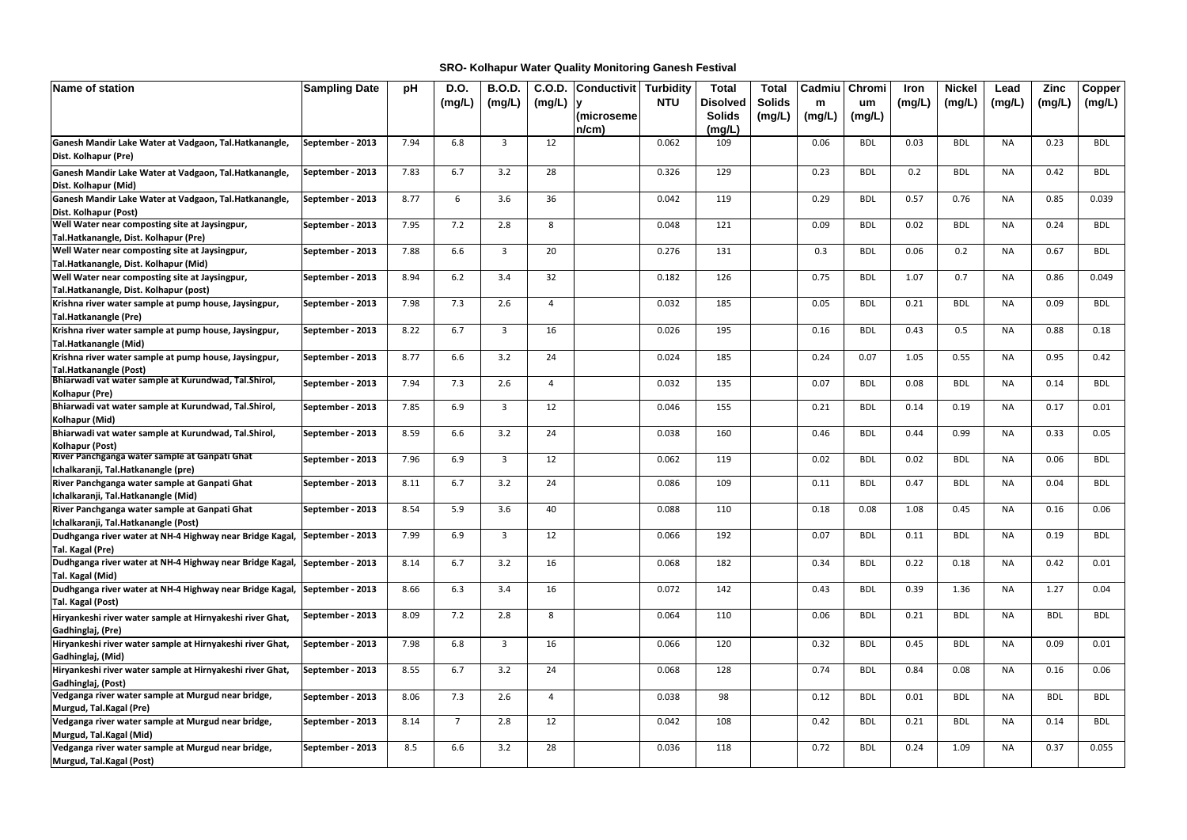**SRO- Kolhapur Water Quality Monitoring Ganesh Festival**

| Name of station | Sampling Date | pH | D.O. (mg/L) | B.O.D. (mg/L) | C.O.D. (mg/L) | Conductivity (microsemen/cm) | Turbidity NTU | Total Disolved Solids (mg/L) | Total Solids (mg/L) | Cadmium (mg/L) | Chromium (mg/L) | Iron (mg/L) | Nickel (mg/L) | Lead (mg/L) | Zinc (mg/L) | Copper (mg/L) |
|---|---|---|---|---|---|---|---|---|---|---|---|---|---|---|---|---|
| Ganesh Mandir Lake Water at Vadgaon, Tal.Hatkanangle, Dist. Kolhapur (Pre) | September - 2013 | 7.94 | 6.8 | 3 | 12 | | 0.062 | 109 | | 0.06 | BDL | 0.03 | BDL | NA | 0.23 | BDL |
| Ganesh Mandir Lake Water at Vadgaon, Tal.Hatkanangle, Dist. Kolhapur (Mid) | September - 2013 | 7.83 | 6.7 | 3.2 | 28 | | 0.326 | 129 | | 0.23 | BDL | 0.2 | BDL | NA | 0.42 | BDL |
| Ganesh Mandir Lake Water at Vadgaon, Tal.Hatkanangle, Dist. Kolhapur (Post) | September - 2013 | 8.77 | 6 | 3.6 | 36 | | 0.042 | 119 | | 0.29 | BDL | 0.57 | 0.76 | NA | 0.85 | 0.039 |
| Well Water near composting site at Jaysingpur, Tal.Hatkanangle, Dist. Kolhapur (Pre) | September - 2013 | 7.95 | 7.2 | 2.8 | 8 | | 0.048 | 121 | | 0.09 | BDL | 0.02 | BDL | NA | 0.24 | BDL |
| Well Water near composting site at Jaysingpur, Tal.Hatkanangle, Dist. Kolhapur (Mid) | September - 2013 | 7.88 | 6.6 | 3 | 20 | | 0.276 | 131 | | 0.3 | BDL | 0.06 | 0.2 | NA | 0.67 | BDL |
| Well Water near composting site at Jaysingpur, Tal.Hatkanangle, Dist. Kolhapur (post) | September - 2013 | 8.94 | 6.2 | 3.4 | 32 | | 0.182 | 126 | | 0.75 | BDL | 1.07 | 0.7 | NA | 0.86 | 0.049 |
| Krishna river water sample at pump house, Jaysingpur, Tal.Hatkanangle (Pre) | September - 2013 | 7.98 | 7.3 | 2.6 | 4 | | 0.032 | 185 | | 0.05 | BDL | 0.21 | BDL | NA | 0.09 | BDL |
| Krishna river water sample at pump house, Jaysingpur, Tal.Hatkanangle (Mid) | September - 2013 | 8.22 | 6.7 | 3 | 16 | | 0.026 | 195 | | 0.16 | BDL | 0.43 | 0.5 | NA | 0.88 | 0.18 |
| Krishna river water sample at pump house, Jaysingpur, Tal.Hatkanangle (Post) | September - 2013 | 8.77 | 6.6 | 3.2 | 24 | | 0.024 | 185 | | 0.24 | 0.07 | 1.05 | 0.55 | NA | 0.95 | 0.42 |
| Bhiarwadi vat water sample at Kurundwad, Tal.Shirol, Kolhapur (Pre) | September - 2013 | 7.94 | 7.3 | 2.6 | 4 | | 0.032 | 135 | | 0.07 | BDL | 0.08 | BDL | NA | 0.14 | BDL |
| Bhiarwadi vat water sample at Kurundwad, Tal.Shirol, Kolhapur (Mid) | September - 2013 | 7.85 | 6.9 | 3 | 12 | | 0.046 | 155 | | 0.21 | BDL | 0.14 | 0.19 | NA | 0.17 | 0.01 |
| Bhiarwadi vat water sample at Kurundwad, Tal.Shirol, Kolhapur (Post) | September - 2013 | 8.59 | 6.6 | 3.2 | 24 | | 0.038 | 160 | | 0.46 | BDL | 0.44 | 0.99 | NA | 0.33 | 0.05 |
| River Panchganga water sample at Ganpati Ghat Ichalkaranji, Tal.Hatkanangle (pre) | September - 2013 | 7.96 | 6.9 | 3 | 12 | | 0.062 | 119 | | 0.02 | BDL | 0.02 | BDL | NA | 0.06 | BDL |
| River Panchganga water sample at Ganpati Ghat Ichalkaranji, Tal.Hatkanangle (Mid) | September - 2013 | 8.11 | 6.7 | 3.2 | 24 | | 0.086 | 109 | | 0.11 | BDL | 0.47 | BDL | NA | 0.04 | BDL |
| River Panchganga water sample at Ganpati Ghat Ichalkaranji, Tal.Hatkanangle (Post) | September - 2013 | 8.54 | 5.9 | 3.6 | 40 | | 0.088 | 110 | | 0.18 | 0.08 | 1.08 | 0.45 | NA | 0.16 | 0.06 |
| Dudhganga river water at NH-4 Highway near Bridge Kagal, Tal. Kagal (Pre) | September - 2013 | 7.99 | 6.9 | 3 | 12 | | 0.066 | 192 | | 0.07 | BDL | 0.11 | BDL | NA | 0.19 | BDL |
| Dudhganga river water at NH-4 Highway near Bridge Kagal, Tal. Kagal (Mid) | September - 2013 | 8.14 | 6.7 | 3.2 | 16 | | 0.068 | 182 | | 0.34 | BDL | 0.22 | 0.18 | NA | 0.42 | 0.01 |
| Dudhganga river water at NH-4 Highway near Bridge Kagal, Tal. Kagal (Post) | September - 2013 | 8.66 | 6.3 | 3.4 | 16 | | 0.072 | 142 | | 0.43 | BDL | 0.39 | 1.36 | NA | 1.27 | 0.04 |
| Hiryankeshi river water sample at Hirnyakeshi river Ghat, Gadhinglaj, (Pre) | September - 2013 | 8.09 | 7.2 | 2.8 | 8 | | 0.064 | 110 | | 0.06 | BDL | 0.21 | BDL | NA | BDL | BDL |
| Hiryankeshi river water sample at Hirnyakeshi river Ghat, Gadhinglaj, (Mid) | September - 2013 | 7.98 | 6.8 | 3 | 16 | | 0.066 | 120 | | 0.32 | BDL | 0.45 | BDL | NA | 0.09 | 0.01 |
| Hiryankeshi river water sample at Hirnyakeshi river Ghat, Gadhinglaj, (Post) | September - 2013 | 8.55 | 6.7 | 3.2 | 24 | | 0.068 | 128 | | 0.74 | BDL | 0.84 | 0.08 | NA | 0.16 | 0.06 |
| Vedganga river water sample at Murgud near bridge, Murgud, Tal.Kagal (Pre) | September - 2013 | 8.06 | 7.3 | 2.6 | 4 | | 0.038 | 98 | | 0.12 | BDL | 0.01 | BDL | NA | BDL | BDL |
| Vedganga river water sample at Murgud near bridge, Murgud, Tal.Kagal (Mid) | September - 2013 | 8.14 | 7 | 2.8 | 12 | | 0.042 | 108 | | 0.42 | BDL | 0.21 | BDL | NA | 0.14 | BDL |
| Vedganga river water sample at Murgud near bridge, Murgud, Tal.Kagal (Post) | September - 2013 | 8.5 | 6.6 | 3.2 | 28 | | 0.036 | 118 | | 0.72 | BDL | 0.24 | 1.09 | NA | 0.37 | 0.055 |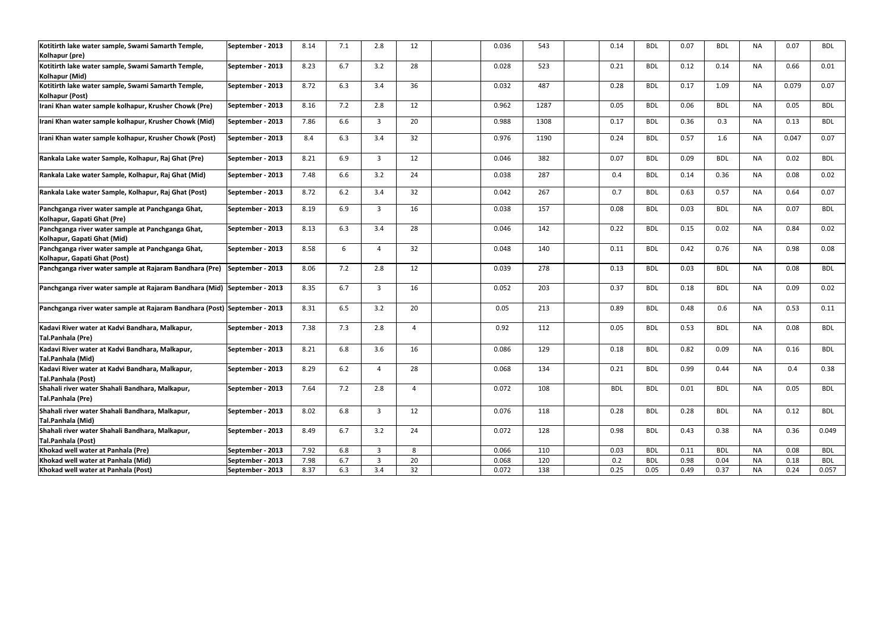| | | | | | | | | | | | | | | | | | |
|---|---|---|---|---|---|---|---|---|---|---|---|---|---|---|---|---|---|
| Kotitirth lake water sample, Swami Samarth Temple, Kolhapur (pre) | September - 2013 | 8.14 | 7.1 | 2.8 | 12 | | 0.036 | 543 | | 0.14 | BDL | 0.07 | BDL | NA | 0.07 | BDL |
| Kotitirth lake water sample, Swami Samarth Temple, Kolhapur (Mid) | September - 2013 | 8.23 | 6.7 | 3.2 | 28 | | 0.028 | 523 | | 0.21 | BDL | 0.12 | 0.14 | NA | 0.66 | 0.01 |
| Kotitirth lake water sample, Swami Samarth Temple, Kolhapur (Post) | September - 2013 | 8.72 | 6.3 | 3.4 | 36 | | 0.032 | 487 | | 0.28 | BDL | 0.17 | 1.09 | NA | 0.079 | 0.07 |
| Irani Khan water sample kolhapur, Krusher Chowk (Pre) | September - 2013 | 8.16 | 7.2 | 2.8 | 12 | | 0.962 | 1287 | | 0.05 | BDL | 0.06 | BDL | NA | 0.05 | BDL |
| Irani Khan water sample kolhapur, Krusher Chowk (Mid) | September - 2013 | 7.86 | 6.6 | 3 | 20 | | 0.988 | 1308 | | 0.17 | BDL | 0.36 | 0.3 | NA | 0.13 | BDL |
| Irani Khan water sample kolhapur, Krusher Chowk (Post) | September - 2013 | 8.4 | 6.3 | 3.4 | 32 | | 0.976 | 1190 | | 0.24 | BDL | 0.57 | 1.6 | NA | 0.047 | 0.07 |
| Rankala Lake water Sample, Kolhapur, Raj Ghat (Pre) | September - 2013 | 8.21 | 6.9 | 3 | 12 | | 0.046 | 382 | | 0.07 | BDL | 0.09 | BDL | NA | 0.02 | BDL |
| Rankala Lake water Sample, Kolhapur, Raj Ghat (Mid) | September - 2013 | 7.48 | 6.6 | 3.2 | 24 | | 0.038 | 287 | | 0.4 | BDL | 0.14 | 0.36 | NA | 0.08 | 0.02 |
| Rankala Lake water Sample, Kolhapur, Raj Ghat (Post) | September - 2013 | 8.72 | 6.2 | 3.4 | 32 | | 0.042 | 267 | | 0.7 | BDL | 0.63 | 0.57 | NA | 0.64 | 0.07 |
| Panchganga river water sample at Panchganga Ghat, Kolhapur, Gapati Ghat (Pre) | September - 2013 | 8.19 | 6.9 | 3 | 16 | | 0.038 | 157 | | 0.08 | BDL | 0.03 | BDL | NA | 0.07 | BDL |
| Panchganga river water sample at Panchganga Ghat, Kolhapur, Gapati Ghat (Mid) | September - 2013 | 8.13 | 6.3 | 3.4 | 28 | | 0.046 | 142 | | 0.22 | BDL | 0.15 | 0.02 | NA | 0.84 | 0.02 |
| Panchganga river water sample at Panchganga Ghat, Kolhapur, Gapati Ghat (Post) | September - 2013 | 8.58 | 6 | 4 | 32 | | 0.048 | 140 | | 0.11 | BDL | 0.42 | 0.76 | NA | 0.98 | 0.08 |
| Panchganga river water sample at Rajaram Bandhara (Pre) | September - 2013 | 8.06 | 7.2 | 2.8 | 12 | | 0.039 | 278 | | 0.13 | BDL | 0.03 | BDL | NA | 0.08 | BDL |
| Panchganga river water sample at Rajaram Bandhara (Mid) | September - 2013 | 8.35 | 6.7 | 3 | 16 | | 0.052 | 203 | | 0.37 | BDL | 0.18 | BDL | NA | 0.09 | 0.02 |
| Panchganga river water sample at Rajaram Bandhara (Post) | September - 2013 | 8.31 | 6.5 | 3.2 | 20 | | 0.05 | 213 | | 0.89 | BDL | 0.48 | 0.6 | NA | 0.53 | 0.11 |
| Kadavi River water at Kadvi Bandhara, Malkapur, Tal.Panhala (Pre) | September - 2013 | 7.38 | 7.3 | 2.8 | 4 | | 0.92 | 112 | | 0.05 | BDL | 0.53 | BDL | NA | 0.08 | BDL |
| Kadavi River water at Kadvi Bandhara, Malkapur, Tal.Panhala (Mid) | September - 2013 | 8.21 | 6.8 | 3.6 | 16 | | 0.086 | 129 | | 0.18 | BDL | 0.82 | 0.09 | NA | 0.16 | BDL |
| Kadavi River water at Kadvi Bandhara, Malkapur, Tal.Panhala (Post) | September - 2013 | 8.29 | 6.2 | 4 | 28 | | 0.068 | 134 | | 0.21 | BDL | 0.99 | 0.44 | NA | 0.4 | 0.38 |
| Shahali river water Shahali Bandhara, Malkapur, Tal.Panhala (Pre) | September - 2013 | 7.64 | 7.2 | 2.8 | 4 | | 0.072 | 108 | | BDL | BDL | 0.01 | BDL | NA | 0.05 | BDL |
| Shahali river water Shahali Bandhara, Malkapur, Tal.Panhala (Mid) | September - 2013 | 8.02 | 6.8 | 3 | 12 | | 0.076 | 118 | | 0.28 | BDL | 0.28 | BDL | NA | 0.12 | BDL |
| Shahali river water Shahali Bandhara, Malkapur, Tal.Panhala (Post) | September - 2013 | 8.49 | 6.7 | 3.2 | 24 | | 0.072 | 128 | | 0.98 | BDL | 0.43 | 0.38 | NA | 0.36 | 0.049 |
| Khokad well water at Panhala (Pre) | September - 2013 | 7.92 | 6.8 | 3 | 8 | | 0.066 | 110 | | 0.03 | BDL | 0.11 | BDL | NA | 0.08 | BDL |
| Khokad well water at Panhala (Mid) | September - 2013 | 7.98 | 6.7 | 3 | 20 | | 0.068 | 120 | | 0.2 | BDL | 0.98 | 0.04 | NA | 0.18 | BDL |
| Khokad well water at Panhala (Post) | September - 2013 | 8.37 | 6.3 | 3.4 | 32 | | 0.072 | 138 | | 0.25 | 0.05 | 0.49 | 0.37 | NA | 0.24 | 0.057 |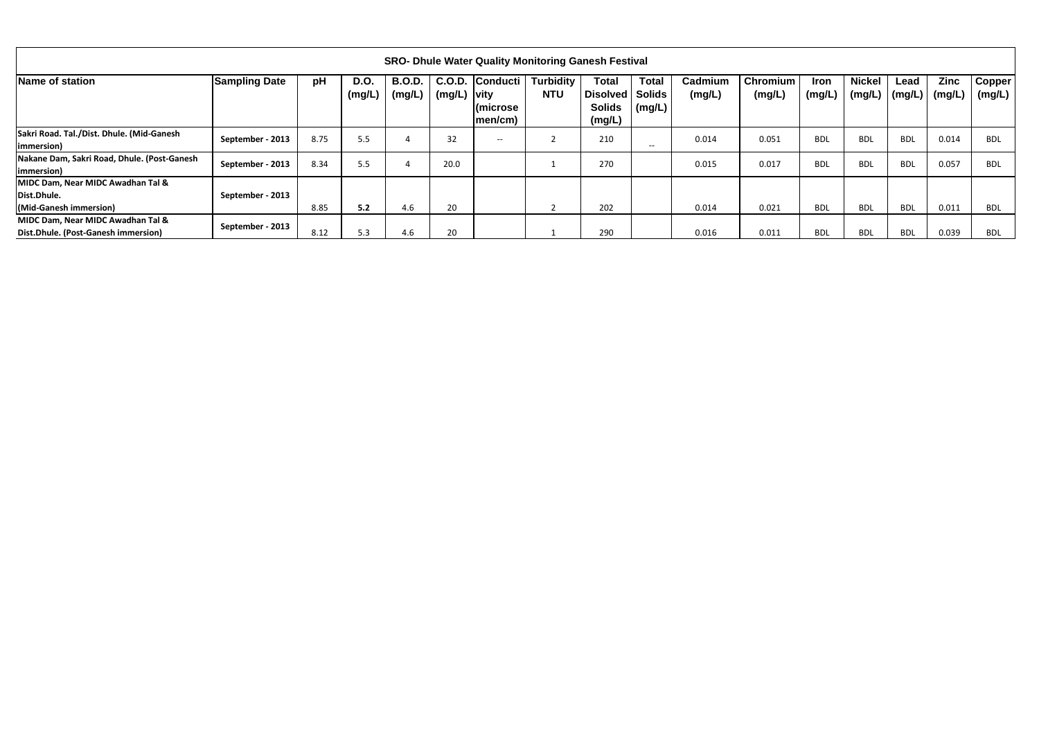| SRO- Dhule Water Quality Monitoring Ganesh Festival | | | | | | | | | | | | | | | | |
|---|---|---|---|---|---|---|---|---|---|---|---|---|---|---|---|---|
| **Name of station** | **Sampling Date** | **pH** | **D.O. (mg/L)** | **B.O.D. (mg/L)** | **C.O.D. (mg/L)** | **Conductivity (microsemen/cm)** | **Turbidity NTU** | **Total Disolved Solids (mg/L)** | **Total Solids (mg/L)** | **Cadmium (mg/L)** | **Chromium (mg/L)** | **Iron (mg/L)** | **Nickel (mg/L)** | **Lead (mg/L)** | **Zinc (mg/L)** | **Copper (mg/L)** |
| **Sakri Road. Tal./Dist. Dhule. (Mid-Ganesh immersion)** | **September - 2013** | 8.75 | 5.5 | 4 | 32 | -- | 2 | 210 | -- | 0.014 | 0.051 | BDL | BDL | BDL | 0.014 | BDL |
| **Nakane Dam, Sakri Road, Dhule. (Post-Ganesh immersion)** | **September - 2013** | 8.34 | 5.5 | 4 | 20.0 | | 1 | 270 | | 0.015 | 0.017 | BDL | BDL | BDL | 0.057 | BDL |
| **MIDC Dam, Near MIDC Awadhan Tal & Dist.Dhule. (Mid-Ganesh immersion)** | **September - 2013** | 8.85 | **5.2** | 4.6 | 20 | | 2 | 202 | | 0.014 | 0.021 | BDL | BDL | BDL | 0.011 | BDL |
| **MIDC Dam, Near MIDC Awadhan Tal & Dist.Dhule. (Post-Ganesh immersion)** | **September - 2013** | 8.12 | 5.3 | 4.6 | 20 | | 1 | 290 | | 0.016 | 0.011 | BDL | BDL | BDL | 0.039 | BDL |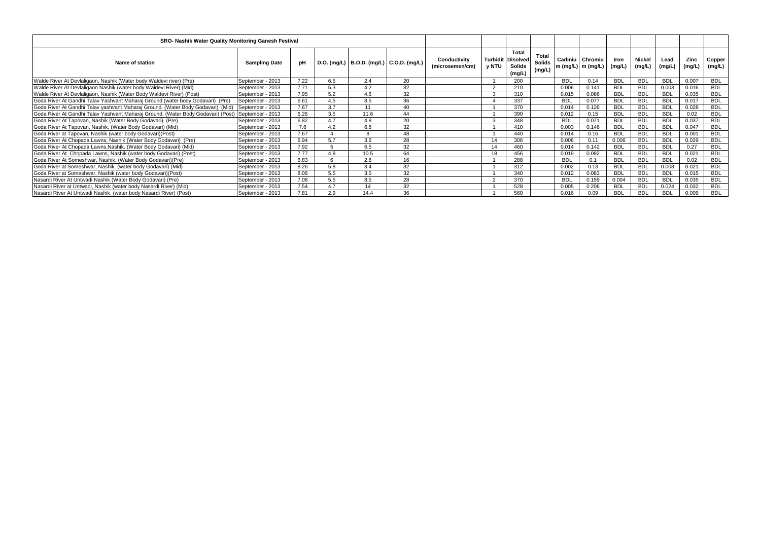| SRO- Nashik Water Quality Monitoring Ganesh Festival | | | | | | | | | | | | | | | | | |
|---|---|---|---|---|---|---|---|---|---|---|---|---|---|---|---|---|---|
| Name of station | Sampling Date | pH | D.O. (mg/L) | B.O.D. (mg/L) | C.O.D. (mg/L) | Conductivity (microsemen/cm) | Turbidity NTU | Total Disolved Solids (mg/L) | Total Solids (mg/L) | Cadmium (mg/L) | Chromium (mg/L) | Iron (mg/L) | Nickel (mg/L) | Lead (mg/L) | Zinc (mg/L) | Copper (mg/L) |
| Walde River At Devlaligaon, Nashik (Water body Waldevi river) (Pre) | September - 2013 | 7.22 | 6.5 | 2.4 | 20 | | 1 | 200 | | BDL | 0.14 | BDL | BDL | BDL | 0.007 | BDL |
| Walde River At Devlaligaon Nashik (water body Waldevi River) (Mid) | September - 2013 | 7.71 | 5.3 | 4.2 | 32 | | 2 | 210 | | 0.006 | 0.141 | BDL | BDL | 0.003 | 0.016 | BDL |
| Walde River At Devlaligaon, Nashik (Water Body Waldevi River) (Post) | September - 2013 | 7.95 | 5.2 | 4.6 | 32 | | 3 | 310 | | 0.015 | 0.086 | BDL | BDL | BDL | 0.035 | BDL |
| Goda River At Gandhi Talav Yashvant Maharaj Ground (water body Godavari) (Pre) | September - 2013 | 6.61 | 4.5 | 8.5 | 36 | | 4 | 337 | | BDL | 0.077 | BDL | BDL | BDL | 0.017 | BDL |
| Goda River At Gandhi Talav yashvant Maharaj Ground. (Water Body Godavari) (Mid) | September - 2013 | 7.67 | 3.7 | 11 | 40 | | 1 | 370 | | 0.014 | 0.126 | BDL | BDL | BDL | 0.028 | BDL |
| Goda River At Gandhi Talav Yashvant Maharaj Ground. (Water Body Godavari) (Post) | September - 2013 | 6.26 | 3.5 | 11.6 | 44 | | 1 | 390 | | 0.012 | 0.15 | BDL | BDL | BDL | 0.02 | BDL |
| Goda River At Tapovan, Nashik (Water Body Godavari) (Pre) | September - 2013 | 6.82 | 4.7 | 4.8 | 20 | | 3 | 348 | | BDL | 0.071 | BDL | BDL | BDL | 0.037 | BDL |
| Goda River At Tapovan, Nashik. (Water Body Godavari) (Mid) | September - 2013 | 7.6 | 4.2 | 6.8 | 32 | | 1 | 410 | | 0.003 | 0.146 | BDL | BDL | BDL | 0.047 | BDL |
| Goda River at Tapovan, Nashik (water body Godavari)(Post) | September - 2013 | 7.67 | 4 | 8 | 48 | | 1 | 440 | | 0.014 | 0.16 | BDL | BDL | BDL | 0.001 | BDL |
| Goda River At Chopada Lawns, Nashik (Water Body Godavari) (Pre) | September - 2013 | 6.94 | 5.7 | 3.6 | 28 | | 14 | 306 | | 0.006 | 0.11 | 0.006 | BDL | BDL | 0.029 | BDL |
| Goda River At Chopada Lawns,Nashik. (Water Body Godavari) (Mid) | September - 2013 | 7.92 | 5 | 6.5 | 32 | | 14 | 460 | | 0.014 | 0.142 | BDL | BDL | BDL | 0.27 | BDL |
| Goda River At Chopada Lawns, Nashik (water body Godavari) (Post) | September - 2013 | 7.77 | 4.8 | 10.5 | 64 | | 18 | 456 | | 0.019 | 0.092 | BDL | BDL | BDL | 0.021 | BDL |
| Goda River At Someshwar, Nashik. (Water Body Godavari)(Pre) | September - 2013 | 6.83 | 6 | 2.8 | 16 | | 1 | 288 | | BDL | 0.1 | BDL | BDL | BDL | 0.02 | BDL |
| Goda River at Someshwar, Nashik. (water body Godavari) (Mid) | September - 2013 | 8.26 | 5.8 | 3.4 | 32 | | 1 | 312 | | 0.002 | 0.13 | BDL | BDL | 0.008 | 0.021 | BDL |
| Goda River at Someshwar, Nashik (water body Godavari)(Post) | September - 2013 | 8.06 | 5.5 | 3.5 | 32 | | 1 | 340 | | 0.012 | 0.083 | BDL | BDL | BDL | 0.015 | BDL |
| Nasardi River At Untwadi Nashik (Water Body Godavari) (Pre) | September - 2013 | 7.08 | 5.5 | 8.5 | 28 | | 2 | 370 | | BDL | 0.159 | 0.004 | BDL | BDL | 0.035 | BDL |
| Nasardi River at Untwadi, Nashik (water body Nasardi River) (Mid) | September - 2013 | 7.54 | 4.7 | 14 | 32 | | 1 | 528 | | 0.005 | 0.206 | BDL | BDL | 0.024 | 0.032 | BDL |
| Nasardi River At Untwadi Nashik. (water body Nasardi River) (Post) | September - 2013 | 7.81 | 2.9 | 14.4 | 36 | | 1 | 560 | | 0.016 | 0.09 | BDL | BDL | BDL | 0.009 | BDL |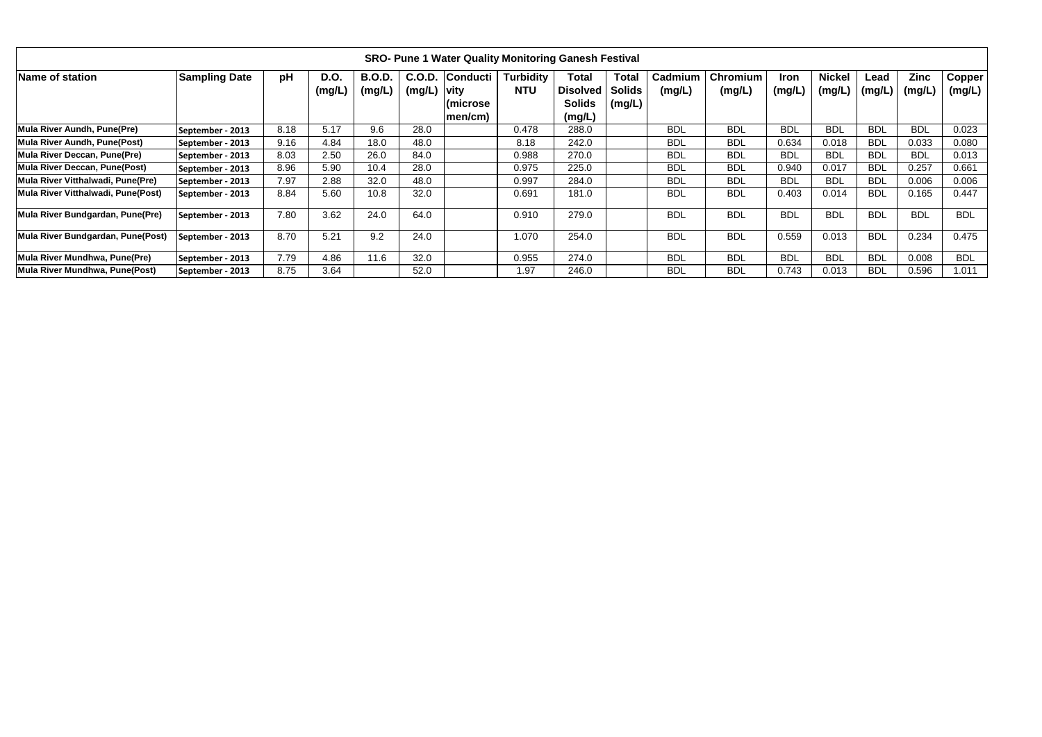| SRO- Pune 1 Water Quality Monitoring Ganesh Festival | | | | | | | | | | | | | | | | | |
|---|---|---|---|---|---|---|---|---|---|---|---|---|---|---|---|---|---|
| Name of station | Sampling Date | pH | D.O. (mg/L) | B.O.D. (mg/L) | C.O.D. (mg/L) | Conductivity (microsemen/cm) | Turbidity NTU | Total Disolved Solids (mg/L) | Total Solids (mg/L) | Cadmium (mg/L) | Chromium (mg/L) | Iron (mg/L) | Nickel (mg/L) | Lead (mg/L) | Zinc (mg/L) | Copper (mg/L) |
| Mula River Aundh, Pune(Pre) | September - 2013 | 8.18 | 5.17 | 9.6 | 28.0 | | 0.478 | 288.0 | | BDL | BDL | BDL | BDL | BDL | BDL | 0.023 |
| Mula River Aundh, Pune(Post) | September - 2013 | 9.16 | 4.84 | 18.0 | 48.0 | | 8.18 | 242.0 | | BDL | BDL | 0.634 | 0.018 | BDL | 0.033 | 0.080 |
| Mula River Deccan, Pune(Pre) | September - 2013 | 8.03 | 2.50 | 26.0 | 84.0 | | 0.988 | 270.0 | | BDL | BDL | BDL | BDL | BDL | BDL | 0.013 |
| Mula River Deccan, Pune(Post) | September - 2013 | 8.96 | 5.90 | 10.4 | 28.0 | | 0.975 | 225.0 | | BDL | BDL | 0.940 | 0.017 | BDL | 0.257 | 0.661 |
| Mula River Vitthalwadi, Pune(Pre) | September - 2013 | 7.97 | 2.88 | 32.0 | 48.0 | | 0.997 | 284.0 | | BDL | BDL | BDL | BDL | BDL | 0.006 | 0.006 |
| Mula River Vitthalwadi, Pune(Post) | September - 2013 | 8.84 | 5.60 | 10.8 | 32.0 | | 0.691 | 181.0 | | BDL | BDL | 0.403 | 0.014 | BDL | 0.165 | 0.447 |
| Mula River Bundgardan, Pune(Pre) | September - 2013 | 7.80 | 3.62 | 24.0 | 64.0 | | 0.910 | 279.0 | | BDL | BDL | BDL | BDL | BDL | BDL | BDL |
| Mula River Bundgardan, Pune(Post) | September - 2013 | 8.70 | 5.21 | 9.2 | 24.0 | | 1.070 | 254.0 | | BDL | BDL | 0.559 | 0.013 | BDL | 0.234 | 0.475 |
| Mula River Mundhwa, Pune(Pre) | September - 2013 | 7.79 | 4.86 | 11.6 | 32.0 | | 0.955 | 274.0 | | BDL | BDL | BDL | BDL | BDL | 0.008 | BDL |
| Mula River Mundhwa, Pune(Post) | September - 2013 | 8.75 | 3.64 | | 52.0 | | 1.97 | 246.0 | | BDL | BDL | 0.743 | 0.013 | BDL | 0.596 | 1.011 |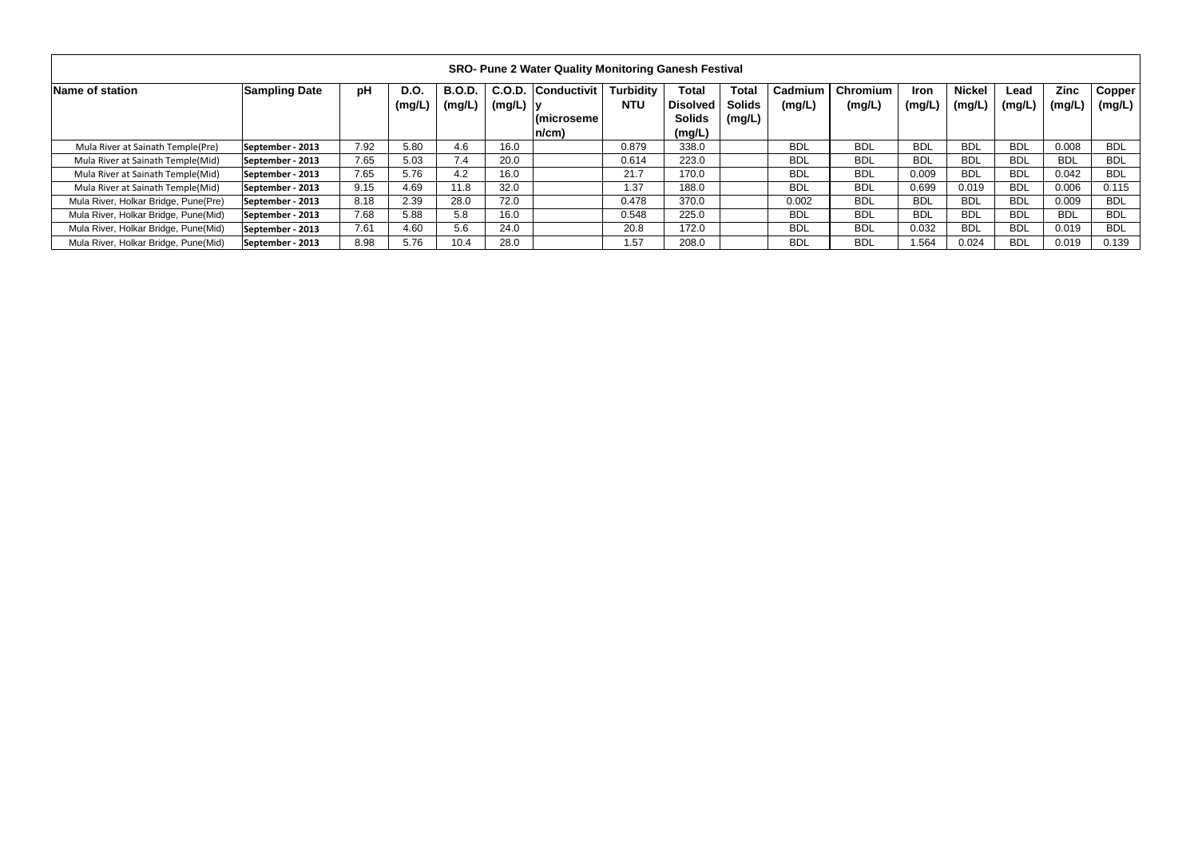**SRO- Pune 2 Water Quality Monitoring Ganesh Festival**

| Name of station | Sampling Date | pH | D.O. (mg/L) | B.O.D. (mg/L) | C.O.D. (mg/L) | Conductivity (micromemen/cm) | Turbidity NTU | Total Disolved Solids (mg/L) | Total Solids (mg/L) | Cadmium (mg/L) | Chromium (mg/L) | Iron (mg/L) | Nickel (mg/L) | Lead (mg/L) | Zinc (mg/L) | Copper (mg/L) |
|---|---|---|---|---|---|---|---|---|---|---|---|---|---|---|---|---|
| Mula River at Sainath Temple(Pre) | September - 2013 | 7.92 | 5.80 | 4.6 | 16.0 | | 0.879 | 338.0 | | BDL | BDL | BDL | BDL | BDL | 0.008 | BDL |
| Mula River at Sainath Temple(Mid) | September - 2013 | 7.65 | 5.03 | 7.4 | 20.0 | | 0.614 | 223.0 | | BDL | BDL | BDL | BDL | BDL | BDL | BDL |
| Mula River at Sainath Temple(Mid) | September - 2013 | 7.65 | 5.76 | 4.2 | 16.0 | | 21.7 | 170.0 | | BDL | BDL | 0.009 | BDL | BDL | 0.042 | BDL |
| Mula River at Sainath Temple(Mid) | September - 2013 | 9.15 | 4.69 | 11.8 | 32.0 | | 1.37 | 188.0 | | BDL | BDL | 0.699 | 0.019 | BDL | 0.006 | 0.115 |
| Mula River, Holkar Bridge, Pune(Pre) | September - 2013 | 8.18 | 2.39 | 28.0 | 72.0 | | 0.478 | 370.0 | | 0.002 | BDL | BDL | BDL | BDL | 0.009 | BDL |
| Mula River, Holkar Bridge, Pune(Mid) | September - 2013 | 7.68 | 5.88 | 5.8 | 16.0 | | 0.548 | 225.0 | | BDL | BDL | BDL | BDL | BDL | BDL | BDL |
| Mula River, Holkar Bridge, Pune(Mid) | September - 2013 | 7.61 | 4.60 | 5.6 | 24.0 | | 20.8 | 172.0 | | BDL | BDL | 0.032 | BDL | BDL | 0.019 | BDL |
| Mula River, Holkar Bridge, Pune(Mid) | September - 2013 | 8.98 | 5.76 | 10.4 | 28.0 | | 1.57 | 208.0 | | BDL | BDL | 1.564 | 0.024 | BDL | 0.019 | 0.139 |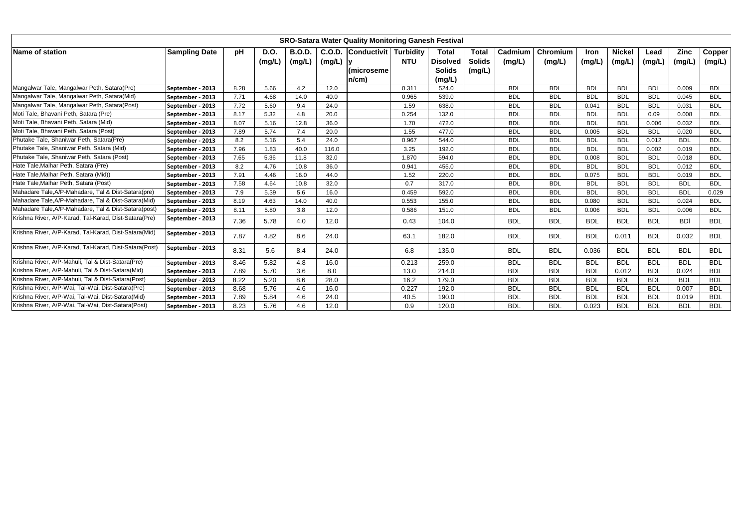| SRO-Satara Water Quality Monitoring Ganesh Festival | | | | | | | | | | | | | | | | | |
|---|---|---|---|---|---|---|---|---|---|---|---|---|---|---|---|---|---|
| Name of station | Sampling Date | pH | D.O. (mg/L) | B.O.D. (mg/L) | C.O.D. (mg/L) | Conductivity (microsemen/cm) | Turbidity NTU | Total Disolved Solids (mg/L) | Total Solids (mg/L) | Cadmium (mg/L) | Chromium (mg/L) | Iron (mg/L) | Nickel (mg/L) | Lead (mg/L) | Zinc (mg/L) | Copper (mg/L) |
| Mangalwar Tale, Mangalwar Peth, Satara(Pre) | September - 2013 | 8.28 | 5.66 | 4.2 | 12.0 | | 0.311 | 524.0 | | BDL | BDL | BDL | BDL | BDL | 0.009 | BDL |
| Mangalwar Tale, Mangalwar Peth, Satara(Mid) | September - 2013 | 7.71 | 4.68 | 14.0 | 40.0 | | 0.965 | 539.0 | | BDL | BDL | BDL | BDL | BDL | 0.045 | BDL |
| Mangalwar Tale, Mangalwar Peth, Satara(Post) | September - 2013 | 7.72 | 5.60 | 9.4 | 24.0 | | 1.59 | 638.0 | | BDL | BDL | 0.041 | BDL | BDL | 0.031 | BDL |
| Moti Tale, Bhavani Peth, Satara (Pre) | September - 2013 | 8.17 | 5.32 | 4.8 | 20.0 | | 0.254 | 132.0 | | BDL | BDL | BDL | BDL | 0.09 | 0.008 | BDL |
| Moti Tale, Bhavani Peth, Satara (Mid) | September - 2013 | 8.07 | 5.16 | 12.8 | 36.0 | | 1.70 | 472.0 | | BDL | BDL | BDL | BDL | 0.006 | 0.032 | BDL |
| Moti Tale, Bhavani Peth, Satara (Post) | September - 2013 | 7.89 | 5.74 | 7.4 | 20.0 | | 1.55 | 477.0 | | BDL | BDL | 0.005 | BDL | BDL | 0.020 | BDL |
| Phutake Tale, Shaniwar Peth, Satara(Pre) | September - 2013 | 8.2 | 5.16 | 5.4 | 24.0 | | 0.967 | 544.0 | | BDL | BDL | BDL | BDL | 0.012 | BDL | BDL |
| Phutake Tale, Shaniwar Peth, Satara (Mid) | September - 2013 | 7.96 | 1.83 | 40.0 | 116.0 | | 3.25 | 192.0 | | BDL | BDL | BDL | BDL | 0.002 | 0.019 | BDL |
| Phutake Tale, Shaniwar Peth, Satara (Post) | September - 2013 | 7.65 | 5.36 | 11.8 | 32.0 | | 1.870 | 594.0 | | BDL | BDL | 0.008 | BDL | BDL | 0.018 | BDL |
| Hate Tale,Malhar Peth, Satara (Pre) | September - 2013 | 8.2 | 4.76 | 10.8 | 36.0 | | 0.941 | 455.0 | | BDL | BDL | BDL | BDL | BDL | 0.012 | BDL |
| Hate Tale,Malhar Peth, Satara (Mid)) | September - 2013 | 7.91 | 4.46 | 16.0 | 44.0 | | 1.52 | 220.0 | | BDL | BDL | 0.075 | BDL | BDL | 0.019 | BDL |
| Hate Tale,Malhar Peth, Satara (Post) | September - 2013 | 7.58 | 4.64 | 10.8 | 32.0 | | 0.7 | 317.0 | | BDL | BDL | BDL | BDL | BDL | BDL | BDL |
| Mahadare Tale,A/P-Mahadare, Tal & Dist-Satara(pre) | September - 2013 | 7.9 | 5.39 | 5.6 | 16.0 | | 0.459 | 592.0 | | BDL | BDL | BDL | BDL | BDL | BDL | 0.029 |
| Mahadare Tale,A/P-Mahadare, Tal & Dist-Satara(Mid) | September - 2013 | 8.19 | 4.63 | 14.0 | 40.0 | | 0.553 | 155.0 | | BDL | BDL | 0.080 | BDL | BDL | 0.024 | BDL |
| Mahadare Tale,A/P-Mahadare, Tal & Dist-Satara(post) | September - 2013 | 8.11 | 5.80 | 3.8 | 12.0 | | 0.586 | 151.0 | | BDL | BDL | 0.006 | BDL | BDL | 0.006 | BDL |
| Krishna River, A/P-Karad, Tal-Karad, Dist-Satara(Pre) | September - 2013 | 7.36 | 5.78 | 4.0 | 12.0 | | 0.43 | 104.0 | | BDL | BDL | BDL | BDL | BDL | BDl | BDL |
| Krishna River, A/P-Karad, Tal-Karad, Dist-Satara(Mid) | September - 2013 | 7.87 | 4.82 | 8.6 | 24.0 | | 63.1 | 182.0 | | BDL | BDL | BDL | 0.011 | BDL | 0.032 | BDL |
| Krishna River, A/P-Karad, Tal-Karad, Dist-Satara(Post) | September - 2013 | 8.31 | 5.6 | 8.4 | 24.0 | | 6.8 | 135.0 | | BDL | BDL | 0.036 | BDL | BDL | BDL | BDL |
| Krishna River, A/P-Mahuli, Tal & Dist-Satara(Pre) | September - 2013 | 8.46 | 5.82 | 4.8 | 16.0 | | 0.213 | 259.0 | | BDL | BDL | BDL | BDL | BDL | BDL | BDL |
| Krishna River, A/P-Mahuli, Tal & Dist-Satara(Mid) | September - 2013 | 7.89 | 5.70 | 3.6 | 8.0 | | 13.0 | 214.0 | | BDL | BDL | BDL | 0.012 | BDL | 0.024 | BDL |
| Krishna River, A/P-Mahuli, Tal & Dist-Satara(Post) | September - 2013 | 8.22 | 5.20 | 8.6 | 28.0 | | 16.2 | 179.0 | | BDL | BDL | BDL | BDL | BDL | BDL | BDL |
| Krishna River, A/P-Wai, Tal-Wai, Dist-Satara(Pre) | September - 2013 | 8.68 | 5.76 | 4.6 | 16.0 | | 0.227 | 192.0 | | BDL | BDL | BDL | BDL | BDL | 0.007 | BDL |
| Krishna River, A/P-Wai, Tal-Wai, Dist-Satara(Mid) | September - 2013 | 7.89 | 5.84 | 4.6 | 24.0 | | 40.5 | 190.0 | | BDL | BDL | BDL | BDL | BDL | 0.019 | BDL |
| Krishna River, A/P-Wai, Tal-Wai, Dist-Satara(Post) | September - 2013 | 8.23 | 5.76 | 4.6 | 12.0 | | 0.9 | 120.0 | | BDL | BDL | 0.023 | BDL | BDL | BDL | BDL |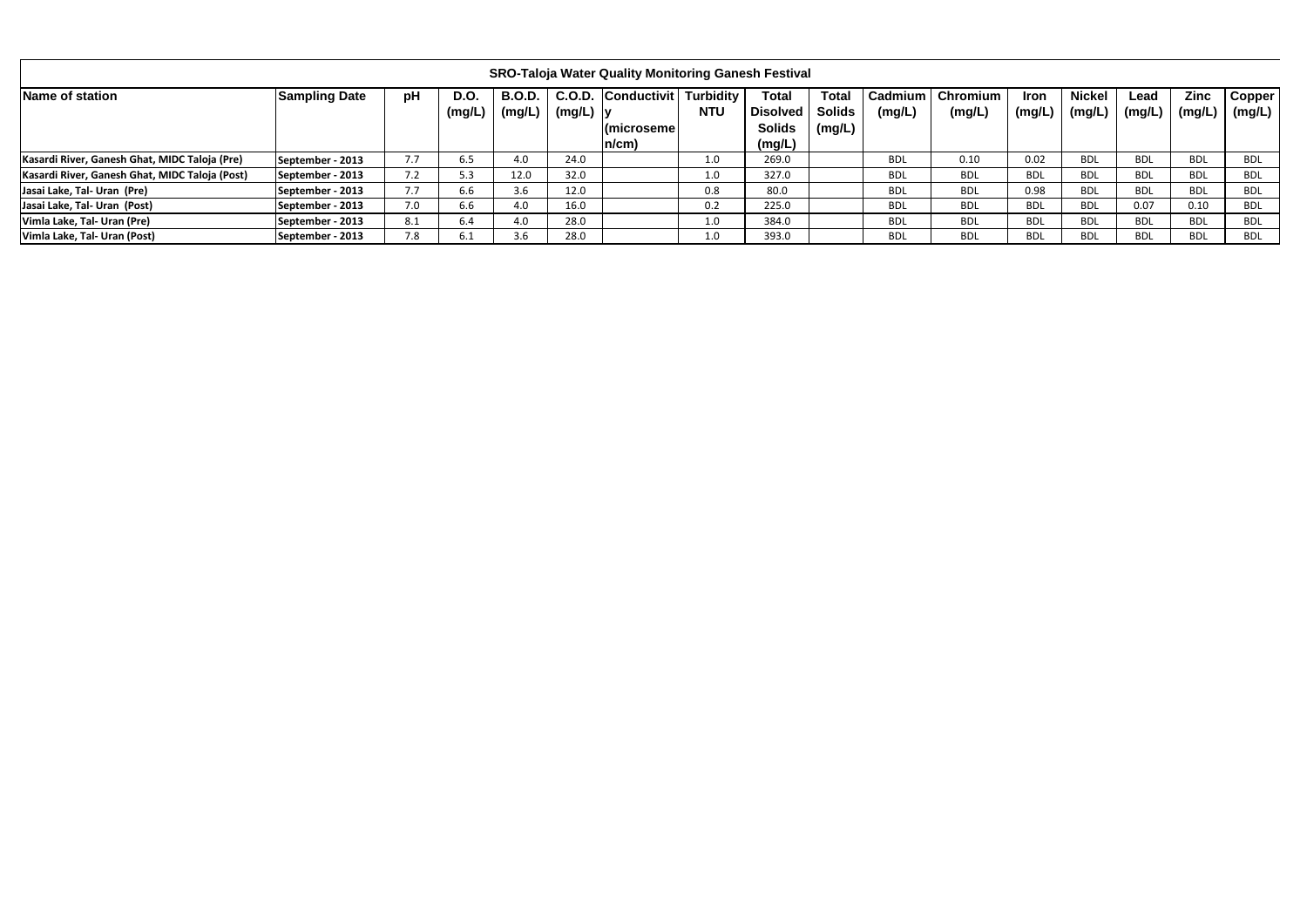| SRO-Taloja Water Quality Monitoring Ganesh Festival | | | | | | | | | | | | | | | | | |
|---|---|---|---|---|---|---|---|---|---|---|---|---|---|---|---|---|---|
| Name of station | Sampling Date | pH | D.O. (mg/L) | B.O.D. (mg/L) | C.O.D. (mg/L) | Conductivity (microsemen/cm) | Turbidity NTU | Total Disolved Solids (mg/L) | Total Solids (mg/L) | Cadmium (mg/L) | Chromium (mg/L) | Iron (mg/L) | Nickel (mg/L) | Lead (mg/L) | Zinc (mg/L) | Copper (mg/L) |
| Kasardi River, Ganesh Ghat, MIDC Taloja (Pre) | September - 2013 | 7.7 | 6.5 | 4.0 | 24.0 | | 1.0 | 269.0 | | BDL | 0.10 | 0.02 | BDL | BDL | BDL | BDL |
| Kasardi River, Ganesh Ghat, MIDC Taloja (Post) | September - 2013 | 7.2 | 5.3 | 12.0 | 32.0 | | 1.0 | 327.0 | | BDL | BDL | BDL | BDL | BDL | BDL | BDL |
| Jasai Lake, Tal- Uran (Pre) | September - 2013 | 7.7 | 6.6 | 3.6 | 12.0 | | 0.8 | 80.0 | | BDL | BDL | 0.98 | BDL | BDL | BDL | BDL |
| Jasai Lake, Tal- Uran (Post) | September - 2013 | 7.0 | 6.6 | 4.0 | 16.0 | | 0.2 | 225.0 | | BDL | BDL | BDL | BDL | 0.07 | 0.10 | BDL |
| Vimla Lake, Tal- Uran (Pre) | September - 2013 | 8.1 | 6.4 | 4.0 | 28.0 | | 1.0 | 384.0 | | BDL | BDL | BDL | BDL | BDL | BDL | BDL |
| Vimla Lake, Tal- Uran (Post) | September - 2013 | 7.8 | 6.1 | 3.6 | 28.0 | | 1.0 | 393.0 | | BDL | BDL | BDL | BDL | BDL | BDL | BDL |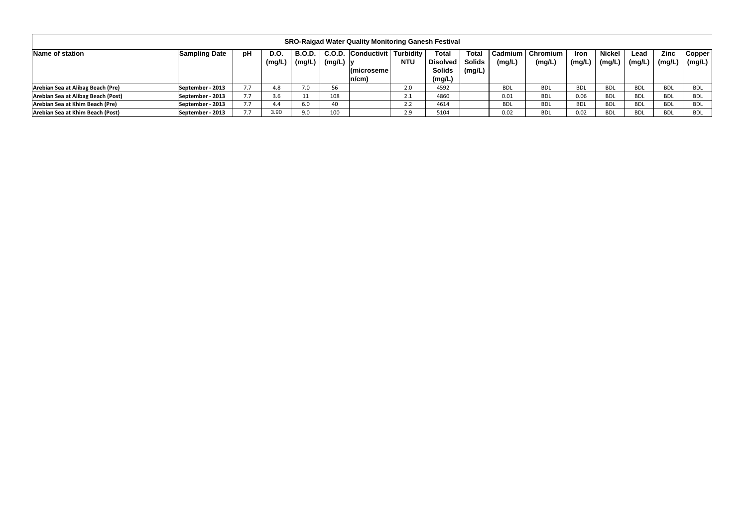| SRO-Raigad Water Quality Monitoring Ganesh Festival | | | | | | | | | | | | | | | | | |
|---|---|---|---|---|---|---|---|---|---|---|---|---|---|---|---|---|---|
| Name of station | Sampling Date | pH | D.O. (mg/L) | B.O.D. (mg/L) | C.O.D. (mg/L) | Conductivity (microsemen/cm) | Turbidity NTU | Total Disolved Solids (mg/L) | Total Solids (mg/L) | Cadmium (mg/L) | Chromium (mg/L) | Iron (mg/L) | Nickel (mg/L) | Lead (mg/L) | Zinc (mg/L) | Copper (mg/L) |
| Arebian Sea at Alibag Beach (Pre) | September - 2013 | 7.7 | 4.8 | 7.0 | 56 | | 2.0 | 4592 | | BDL | BDL | BDL | BDL | BDL | BDL | BDL |
| Arebian Sea at Alibag Beach (Post) | September - 2013 | 7.7 | 3.6 | 11 | 108 | | 2.1 | 4860 | | 0.01 | BDL | 0.06 | BDL | BDL | BDL | BDL |
| Arebian Sea at Khim Beach (Pre) | September - 2013 | 7.7 | 4.4 | 6.0 | 40 | | 2.2 | 4614 | | BDL | BDL | BDL | BDL | BDL | BDL | BDL |
| Arebian Sea at Khim Beach (Post) | September - 2013 | 7.7 | 3.90 | 9.0 | 100 | | 2.9 | 5104 | | 0.02 | BDL | 0.02 | BDL | BDL | BDL | BDL |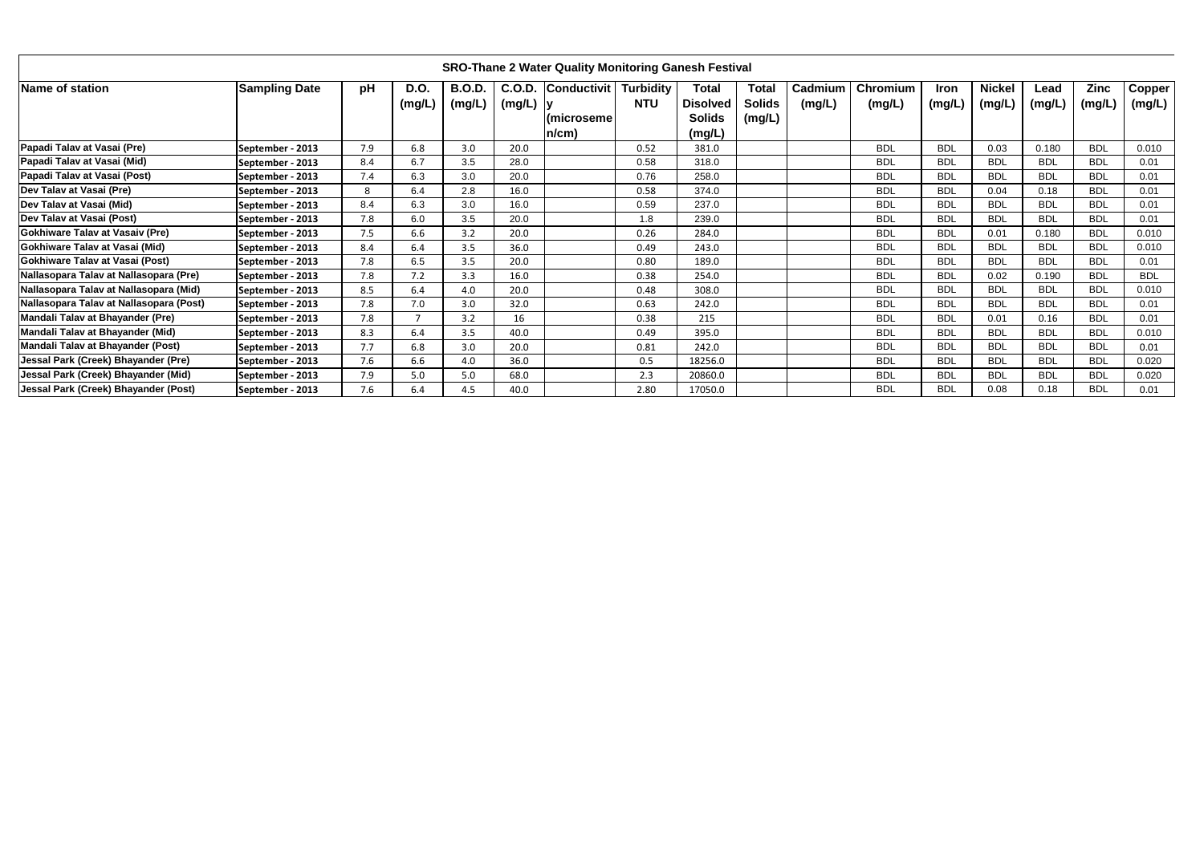## SRO-Thane 2 Water Quality Monitoring Ganesh Festival

| Name of station | Sampling Date | pH | D.O. (mg/L) | B.O.D. (mg/L) | C.O.D. (mg/L) | Conductivity (microsemen/cm) | Turbidity NTU | Total Disolved Solids (mg/L) | Total Solids (mg/L) | Cadmium (mg/L) | Chromium (mg/L) | Iron (mg/L) | Nickel (mg/L) | Lead (mg/L) | Zinc (mg/L) | Copper (mg/L) |
|---|---|---|---|---|---|---|---|---|---|---|---|---|---|---|---|---|
| Papadi Talav at Vasai (Pre) | September - 2013 | 7.9 | 6.8 | 3.0 | 20.0 | | 0.52 | 381.0 | | | BDL | BDL | 0.03 | 0.180 | BDL | 0.010 |
| Papadi Talav at Vasai (Mid) | September - 2013 | 8.4 | 6.7 | 3.5 | 28.0 | | 0.58 | 318.0 | | | BDL | BDL | BDL | BDL | BDL | 0.01 |
| Papadi Talav at Vasai (Post) | September - 2013 | 7.4 | 6.3 | 3.0 | 20.0 | | 0.76 | 258.0 | | | BDL | BDL | BDL | BDL | BDL | 0.01 |
| Dev Talav at Vasai (Pre) | September - 2013 | 8 | 6.4 | 2.8 | 16.0 | | 0.58 | 374.0 | | | BDL | BDL | 0.04 | 0.18 | BDL | 0.01 |
| Dev Talav at Vasai (Mid) | September - 2013 | 8.4 | 6.3 | 3.0 | 16.0 | | 0.59 | 237.0 | | | BDL | BDL | BDL | BDL | BDL | 0.01 |
| Dev Talav at Vasai (Post) | September - 2013 | 7.8 | 6.0 | 3.5 | 20.0 | | 1.8 | 239.0 | | | BDL | BDL | BDL | BDL | BDL | 0.01 |
| Gokhiware Talav at Vasaiv (Pre) | September - 2013 | 7.5 | 6.6 | 3.2 | 20.0 | | 0.26 | 284.0 | | | BDL | BDL | 0.01 | 0.180 | BDL | 0.010 |
| Gokhiware Talav at Vasai (Mid) | September - 2013 | 8.4 | 6.4 | 3.5 | 36.0 | | 0.49 | 243.0 | | | BDL | BDL | BDL | BDL | BDL | 0.010 |
| Gokhiware Talav at Vasai (Post) | September - 2013 | 7.8 | 6.5 | 3.5 | 20.0 | | 0.80 | 189.0 | | | BDL | BDL | BDL | BDL | BDL | 0.01 |
| Nallasopara Talav at Nallasopara (Pre) | September - 2013 | 7.8 | 7.2 | 3.3 | 16.0 | | 0.38 | 254.0 | | | BDL | BDL | 0.02 | 0.190 | BDL | BDL |
| Nallasopara Talav at Nallasopara (Mid) | September - 2013 | 8.5 | 6.4 | 4.0 | 20.0 | | 0.48 | 308.0 | | | BDL | BDL | BDL | BDL | BDL | 0.010 |
| Nallasopara Talav at Nallasopara (Post) | September - 2013 | 7.8 | 7.0 | 3.0 | 32.0 | | 0.63 | 242.0 | | | BDL | BDL | BDL | BDL | BDL | 0.01 |
| Mandali Talav at Bhayander (Pre) | September - 2013 | 7.8 | 7 | 3.2 | 16 | | 0.38 | 215 | | | BDL | BDL | 0.01 | 0.16 | BDL | 0.01 |
| Mandali Talav at Bhayander (Mid) | September - 2013 | 8.3 | 6.4 | 3.5 | 40.0 | | 0.49 | 395.0 | | | BDL | BDL | BDL | BDL | BDL | 0.010 |
| Mandali Talav at Bhayander (Post) | September - 2013 | 7.7 | 6.8 | 3.0 | 20.0 | | 0.81 | 242.0 | | | BDL | BDL | BDL | BDL | BDL | 0.01 |
| Jessal Park (Creek) Bhayander (Pre) | September - 2013 | 7.6 | 6.6 | 4.0 | 36.0 | | 0.5 | 18256.0 | | | BDL | BDL | BDL | BDL | BDL | 0.020 |
| Jessal Park (Creek) Bhayander (Mid) | September - 2013 | 7.9 | 5.0 | 5.0 | 68.0 | | 2.3 | 20860.0 | | | BDL | BDL | BDL | BDL | BDL | 0.020 |
| Jessal Park (Creek) Bhayander (Post) | September - 2013 | 7.6 | 6.4 | 4.5 | 40.0 | | 2.80 | 17050.0 | | | BDL | BDL | 0.08 | 0.18 | BDL | 0.01 |